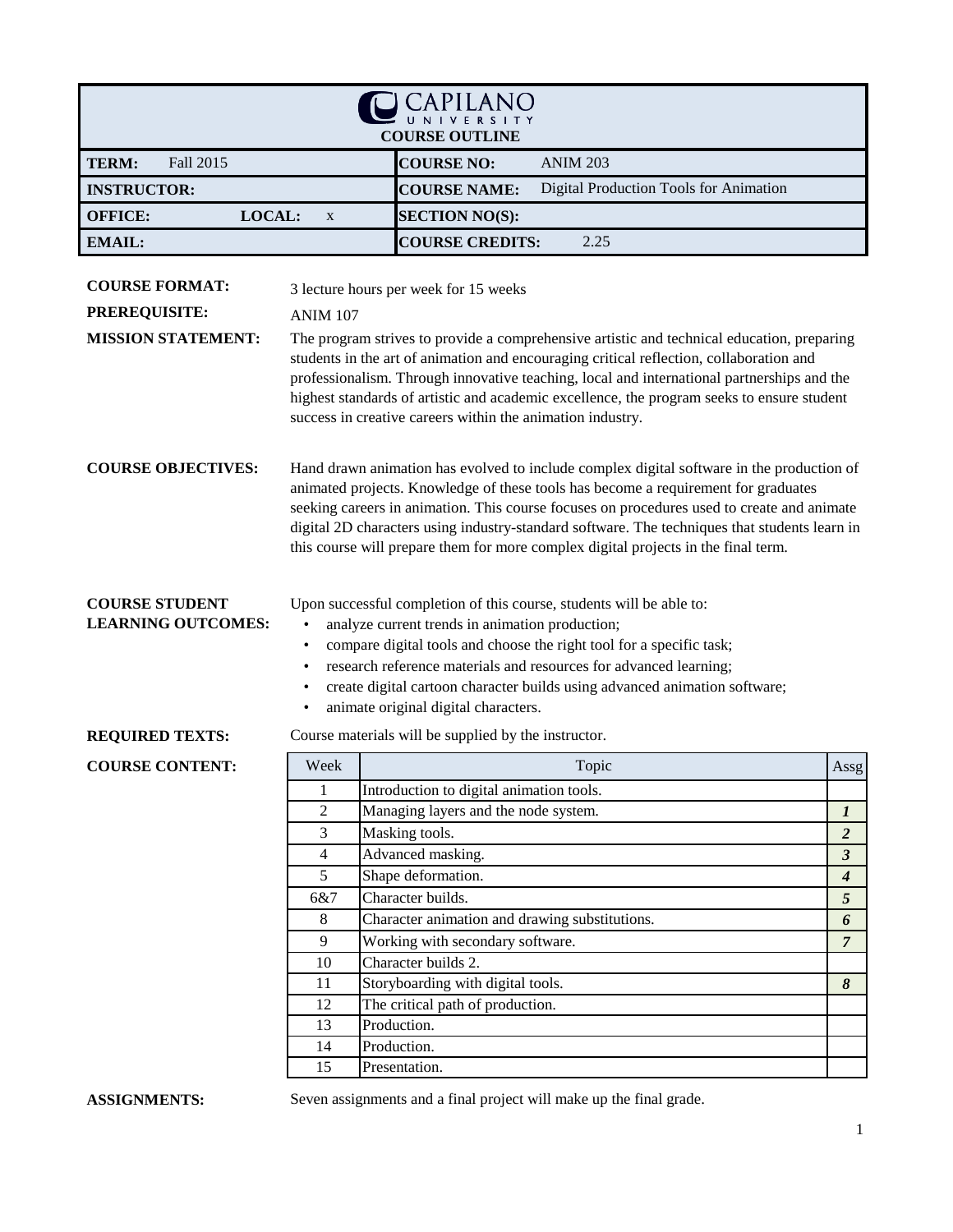# CAPILANO UNIVERSITY

## COURSE OUTLINE

| | |
|---|---|
| **TERM:** Fall 2015 | **COURSE NO:** ANIM 203 |
| **INSTRUCTOR:** | **COURSE NAME:** Digital Production Tools for Animation |
| **OFFICE:** **LOCAL:** x | **SECTION NO(S):** |
| **EMAIL:** | **COURSE CREDITS:** 2.25 |

**COURSE FORMAT:** 3 lecture hours per week for 15 weeks

**PREREQUISITE:** ANIM 107

**MISSION STATEMENT:** The program strives to provide a comprehensive artistic and technical education, preparing students in the art of animation and encouraging critical reflection, collaboration and professionalism. Through innovative teaching, local and international partnerships and the highest standards of artistic and academic excellence, the program seeks to ensure student success in creative careers within the animation industry.

**COURSE OBJECTIVES:** Hand drawn animation has evolved to include complex digital software in the production of animated projects. Knowledge of these tools has become a requirement for graduates seeking careers in animation. This course focuses on procedures used to create and animate digital 2D characters using industry-standard software. The techniques that students learn in this course will prepare them for more complex digital projects in the final term.

**COURSE STUDENT LEARNING OUTCOMES:** Upon successful completion of this course, students will be able to:

- analyze current trends in animation production;
- compare digital tools and choose the right tool for a specific task;
- research reference materials and resources for advanced learning;
- create digital cartoon character builds using advanced animation software;
- animate original digital characters.

**REQUIRED TEXTS:** Course materials will be supplied by the instructor.

**COURSE CONTENT:**

| Week | Topic | Assg |
|---|---|---|
| 1 | Introduction to digital animation tools. | |
| 2 | Managing layers and the node system. | ***1*** |
| 3 | Masking tools. | ***2*** |
| 4 | Advanced masking. | ***3*** |
| 5 | Shape deformation. | ***4*** |
| 6&7 | Character builds. | ***5*** |
| 8 | Character animation and drawing substitutions. | ***6*** |
| 9 | Working with secondary software. | ***7*** |
| 10 | Character builds 2. | |
| 11 | Storyboarding with digital tools. | ***8*** |
| 12 | The critical path of production. | |
| 13 | Production. | |
| 14 | Production. | |
| 15 | Presentation. | |

**ASSIGNMENTS:** Seven assignments and a final project will make up the final grade.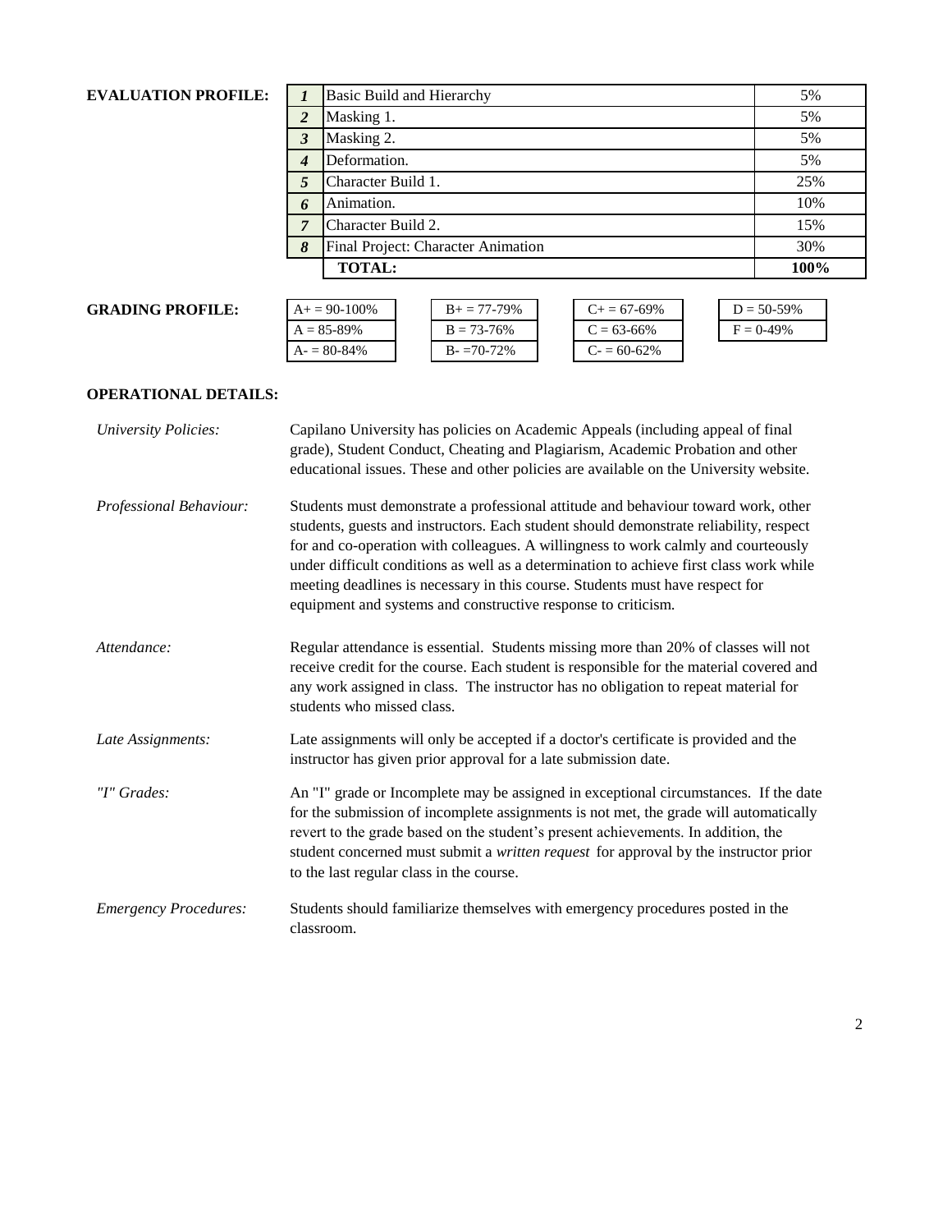**EVALUATION PROFILE:**

| | | |
|---|---|---|
| ***1*** | Basic Build and Hierarchy | 5% |
| ***2*** | Masking 1. | 5% |
| ***3*** | Masking 2. | 5% |
| ***4*** | Deformation. | 5% |
| ***5*** | Character Build 1. | 25% |
| ***6*** | Animation. | 10% |
| ***7*** | Character Build 2. | 15% |
| ***8*** | Final Project: Character Animation | 30% |
| | **TOTAL:** | **100%** |

**GRADING PROFILE:**

| | | | |
|---|---|---|---|
| A+ = 90-100% | B+ = 77-79% | C+ = 67-69% | D = 50-59% |
| A = 85-89% | B = 73-76% | C = 63-66% | F = 0-49% |
| A- = 80-84% | B- =70-72% | C- = 60-62% | |

**OPERATIONAL DETAILS:**

*University Policies:* Capilano University has policies on Academic Appeals (including appeal of final grade), Student Conduct, Cheating and Plagiarism, Academic Probation and other educational issues. These and other policies are available on the University website.

*Professional Behaviour:* Students must demonstrate a professional attitude and behaviour toward work, other students, guests and instructors. Each student should demonstrate reliability, respect for and co-operation with colleagues. A willingness to work calmly and courteously under difficult conditions as well as a determination to achieve first class work while meeting deadlines is necessary in this course. Students must have respect for equipment and systems and constructive response to criticism.

*Attendance:* Regular attendance is essential. Students missing more than 20% of classes will not receive credit for the course. Each student is responsible for the material covered and any work assigned in class. The instructor has no obligation to repeat material for students who missed class.

*Late Assignments:* Late assignments will only be accepted if a doctor's certificate is provided and the instructor has given prior approval for a late submission date.

*"I" Grades:* An "I" grade or Incomplete may be assigned in exceptional circumstances. If the date for the submission of incomplete assignments is not met, the grade will automatically revert to the grade based on the student's present achievements. In addition, the student concerned must submit a *written request* for approval by the instructor prior to the last regular class in the course.

*Emergency Procedures:* Students should familiarize themselves with emergency procedures posted in the classroom.